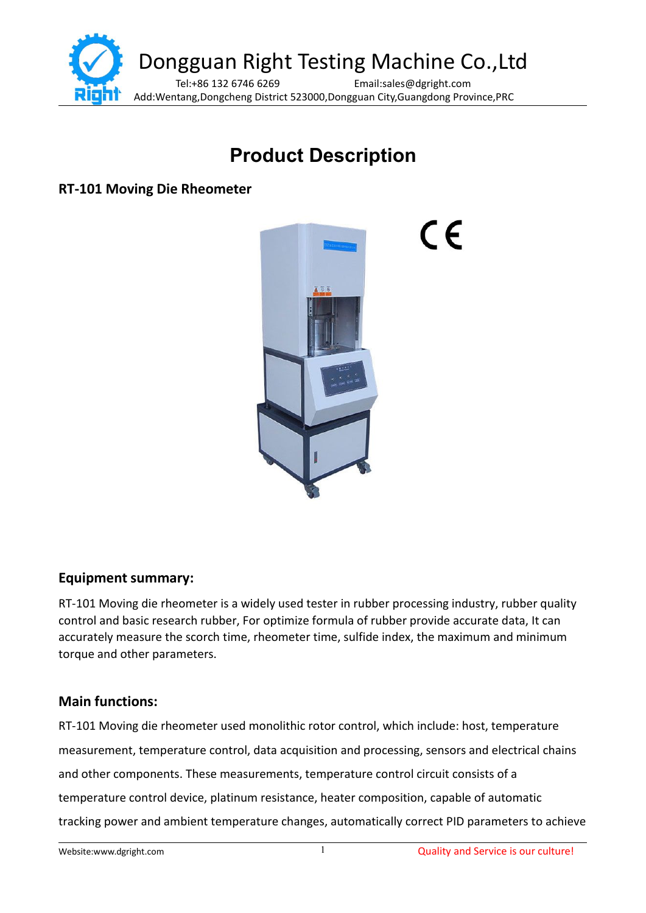# Product Description

## RT-101 Moving Die Rheometer

### Equipment summary:

RT-101 Moving die rheometer is a widely used tester in rubber processing industry, rubber quality control and basic research rubber, For optimize formula of rubber provide accurate data, It can accurately measure the scorch time, rheometer time, sulfide index, the maximum and minimum torque and other parameters.

### Main functions:

RT-101 Moving die rheometer used monolithic rotor control, which include: host, temperature measurement, temperature control, data acquisition and processing, sensors and electrical chains and other components. These measurements, temperature control circuit consists of a temperature control device, platinum resistance, heater composition, capable of automatic tracking power and ambient temperature changes, automatically correct PID parameters to achieve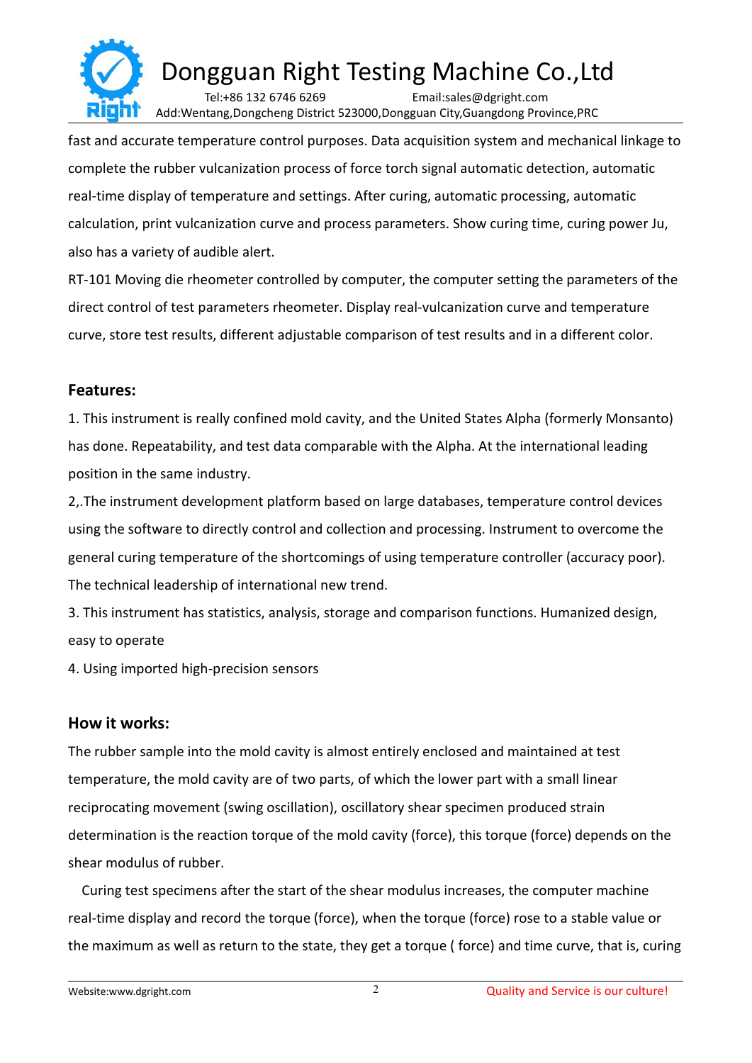fast and accurate temperature control purposes. Data acquisition system and mechanical linkage to complete the rubber vulcanization process of force torch signal automatic detection, automatic real-time display of temperature and settings. After curing, automatic processing, automatic calculation, print vulcanization curve and process parameters. Show curing time, curing power Ju, also has a variety of audible alert.

RT-101 Moving die rheometer controlled by computer, the computer setting the parameters of the direct control of test parameters rheometer. Display real-vulcanization curve and temperature curve, store test results, different adjustable comparison of test results and in a different color.

## Features:

1. This instrument is really confined mold cavity, and the United States Alpha (formerly Monsanto) has done. Repeatability, and test data comparable with the Alpha. At the international leading position in the same industry.

2,.The instrument development platform based on large databases, temperature control devices using the software to directly control and collection and processing. Instrument to overcome the general curing temperature of the shortcomings of using temperature controller (accuracy poor). The technical leadership of international new trend.

3. This instrument has statistics, analysis, storage and comparison functions. Humanized design, easy to operate

4. Using imported high-precision sensors

## How it works:

The rubber sample into the mold cavity is almost entirely enclosed and maintained at test temperature, the mold cavity are of two parts, of which the lower part with a small linear reciprocating movement (swing oscillation), oscillatory shear specimen produced strain determination is the reaction torque of the mold cavity (force), this torque (force) depends on the shear modulus of rubber.

Curing test specimens after the start of the shear modulus increases, the computer machine real-time display and record the torque (force), when the torque (force) rose to a stable value or the maximum as well as return to the state, they get a torque ( force) and time curve, that is, curing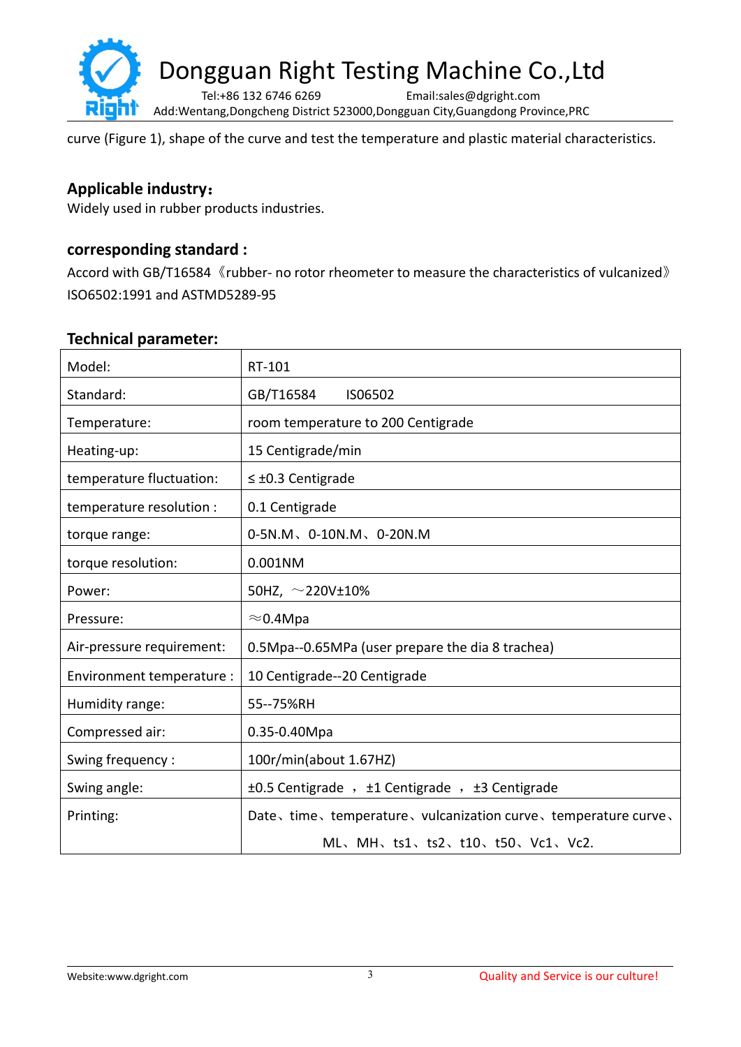curve (Figure 1), shape of the curve and test the temperature and plastic material characteristics.

## Applicable industry：

Widely used in rubber products industries.

## corresponding standard :

Accord with GB/T16584《rubber- no rotor rheometer to measure the characteristics of vulcanized》ISO6502:1991 and ASTMD5289-95

## Technical parameter:

| | |
|---|---|
| Model: | RT-101 |
| Standard: | GB/T16584 IS06502 |
| Temperature: | room temperature to 200 Centigrade |
| Heating-up: | 15 Centigrade/min |
| temperature fluctuation: | ≤ ±0.3 Centigrade |
| temperature resolution : | 0.1 Centigrade |
| torque range: | 0-5N.M、0-10N.M、0-20N.M |
| torque resolution: | 0.001NM |
| Power: | 50HZ, ～220V±10% |
| Pressure: | ≈0.4Mpa |
| Air-pressure requirement: | 0.5Mpa--0.65MPa (user prepare the dia 8 trachea) |
| Environment temperature : | 10 Centigrade--20 Centigrade |
| Humidity range: | 55--75%RH |
| Compressed air: | 0.35-0.40Mpa |
| Swing frequency : | 100r/min(about 1.67HZ) |
| Swing angle: | ±0.5 Centigrade ， ±1 Centigrade ， ±3 Centigrade |
| Printing: | Date、time、temperature、vulcanization curve、temperature curve、ML、MH、ts1、ts2、t10、t50、Vc1、Vc2. |